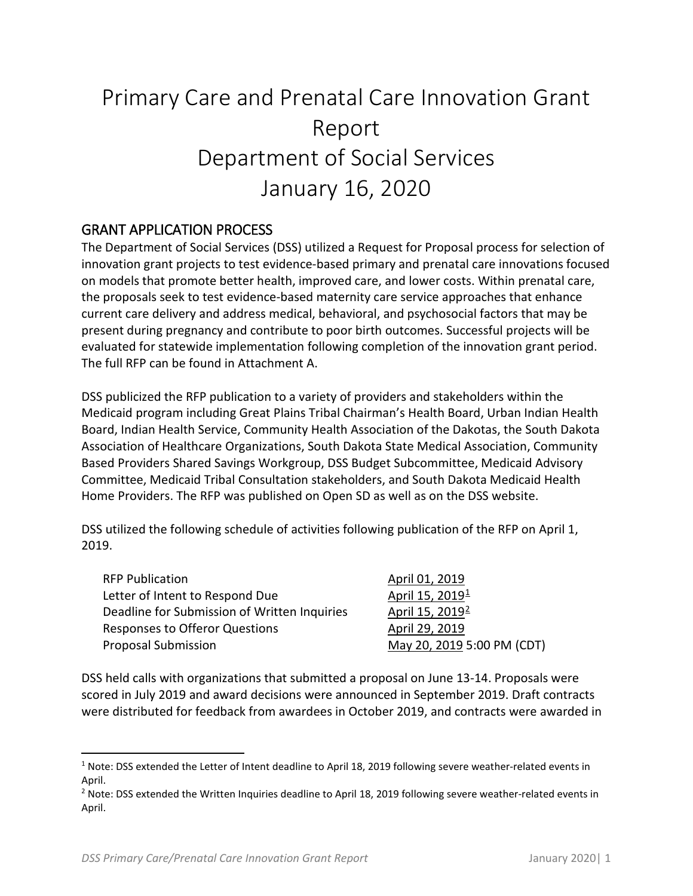# Primary Care and Prenatal Care Innovation Grant Report
# Department of Social Services
# January 16, 2020

## GRANT APPLICATION PROCESS

The Department of Social Services (DSS) utilized a Request for Proposal process for selection of innovation grant projects to test evidence-based primary and prenatal care innovations focused on models that promote better health, improved care, and lower costs. Within prenatal care, the proposals seek to test evidence-based maternity care service approaches that enhance current care delivery and address medical, behavioral, and psychosocial factors that may be present during pregnancy and contribute to poor birth outcomes. Successful projects will be evaluated for statewide implementation following completion of the innovation grant period. The full RFP can be found in Attachment A.

DSS publicized the RFP publication to a variety of providers and stakeholders within the Medicaid program including Great Plains Tribal Chairman's Health Board, Urban Indian Health Board, Indian Health Service, Community Health Association of the Dakotas, the South Dakota Association of Healthcare Organizations, South Dakota State Medical Association, Community Based Providers Shared Savings Workgroup, DSS Budget Subcommittee, Medicaid Advisory Committee, Medicaid Tribal Consultation stakeholders, and South Dakota Medicaid Health Home Providers. The RFP was published on Open SD as well as on the DSS website.

DSS utilized the following schedule of activities following publication of the RFP on April 1, 2019.

| | |
|---|---|
| RFP Publication | April 01, 2019 |
| Letter of Intent to Respond Due | April 15, 2019[1] |
| Deadline for Submission of Written Inquiries | April 15, 2019[2] |
| Responses to Offeror Questions | April 29, 2019 |
| Proposal Submission | May 20, 2019 5:00 PM (CDT) |

DSS held calls with organizations that submitted a proposal on June 13-14. Proposals were scored in July 2019 and award decisions were announced in September 2019. Draft contracts were distributed for feedback from awardees in October 2019, and contracts were awarded in

[1] Note: DSS extended the Letter of Intent deadline to April 18, 2019 following severe weather-related events in April.

[2] Note: DSS extended the Written Inquiries deadline to April 18, 2019 following severe weather-related events in April.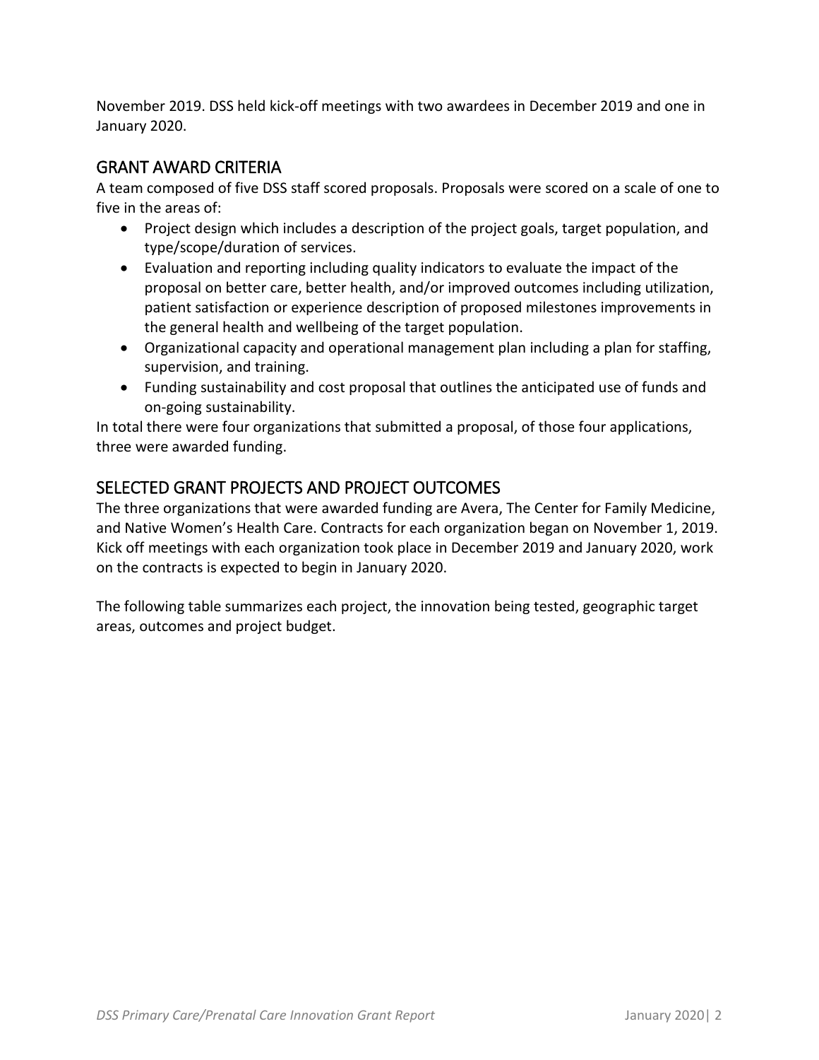November 2019. DSS held kick-off meetings with two awardees in December 2019 and one in January 2020.

## GRANT AWARD CRITERIA

A team composed of five DSS staff scored proposals. Proposals were scored on a scale of one to five in the areas of:

- Project design which includes a description of the project goals, target population, and type/scope/duration of services.
- Evaluation and reporting including quality indicators to evaluate the impact of the proposal on better care, better health, and/or improved outcomes including utilization, patient satisfaction or experience description of proposed milestones improvements in the general health and wellbeing of the target population.
- Organizational capacity and operational management plan including a plan for staffing, supervision, and training.
- Funding sustainability and cost proposal that outlines the anticipated use of funds and on-going sustainability.

In total there were four organizations that submitted a proposal, of those four applications, three were awarded funding.

## SELECTED GRANT PROJECTS AND PROJECT OUTCOMES

The three organizations that were awarded funding are Avera, The Center for Family Medicine, and Native Women's Health Care. Contracts for each organization began on November 1, 2019. Kick off meetings with each organization took place in December 2019 and January 2020, work on the contracts is expected to begin in January 2020.

The following table summarizes each project, the innovation being tested, geographic target areas, outcomes and project budget.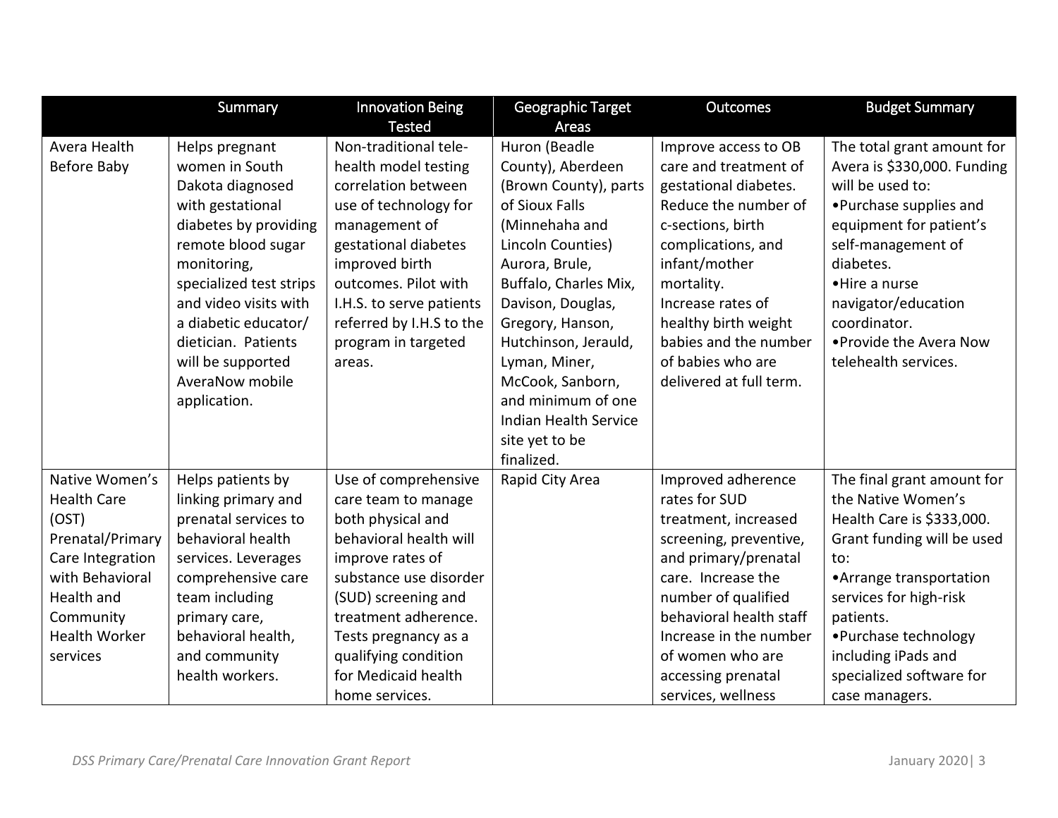| | Summary | Innovation Being Tested | Geographic Target Areas | Outcomes | Budget Summary |
|---|---|---|---|---|---|
| Avera Health Before Baby | Helps pregnant women in South Dakota diagnosed with gestational diabetes by providing remote blood sugar monitoring, specialized test strips and video visits with a diabetic educator/ dietician. Patients will be supported AveraNow mobile application. | Non-traditional tele-health model testing correlation between use of technology for management of gestational diabetes improved birth outcomes. Pilot with I.H.S. to serve patients referred by I.H.S to the program in targeted areas. | Huron (Beadle County), Aberdeen (Brown County), parts of Sioux Falls (Minnehaha and Lincoln Counties) Aurora, Brule, Buffalo, Charles Mix, Davison, Douglas, Gregory, Hanson, Hutchinson, Jerauld, Lyman, Miner, McCook, Sanborn, and minimum of one Indian Health Service site yet to be finalized. | Improve access to OB care and treatment of gestational diabetes. Reduce the number of c-sections, birth complications, and infant/mother mortality. Increase rates of healthy birth weight babies and the number of babies who are delivered at full term. | The total grant amount for Avera is $330,000. Funding will be used to: •Purchase supplies and equipment for patient's self-management of diabetes. •Hire a nurse navigator/education coordinator. •Provide the Avera Now telehealth services. |
| Native Women's Health Care (OST) Prenatal/Primary Care Integration with Behavioral Health and Community Health Worker services | Helps patients by linking primary and prenatal services to behavioral health services. Leverages comprehensive care team including primary care, behavioral health, and community health workers. | Use of comprehensive care team to manage both physical and behavioral health will improve rates of substance use disorder (SUD) screening and treatment adherence. Tests pregnancy as a qualifying condition for Medicaid health home services. | Rapid City Area | Improved adherence rates for SUD treatment, increased screening, preventive, and primary/prenatal care. Increase the number of qualified behavioral health staff Increase in the number of women who are accessing prenatal services, wellness | The final grant amount for the Native Women's Health Care is $333,000. Grant funding will be used to: •Arrange transportation services for high-risk patients. •Purchase technology including iPads and specialized software for case managers. |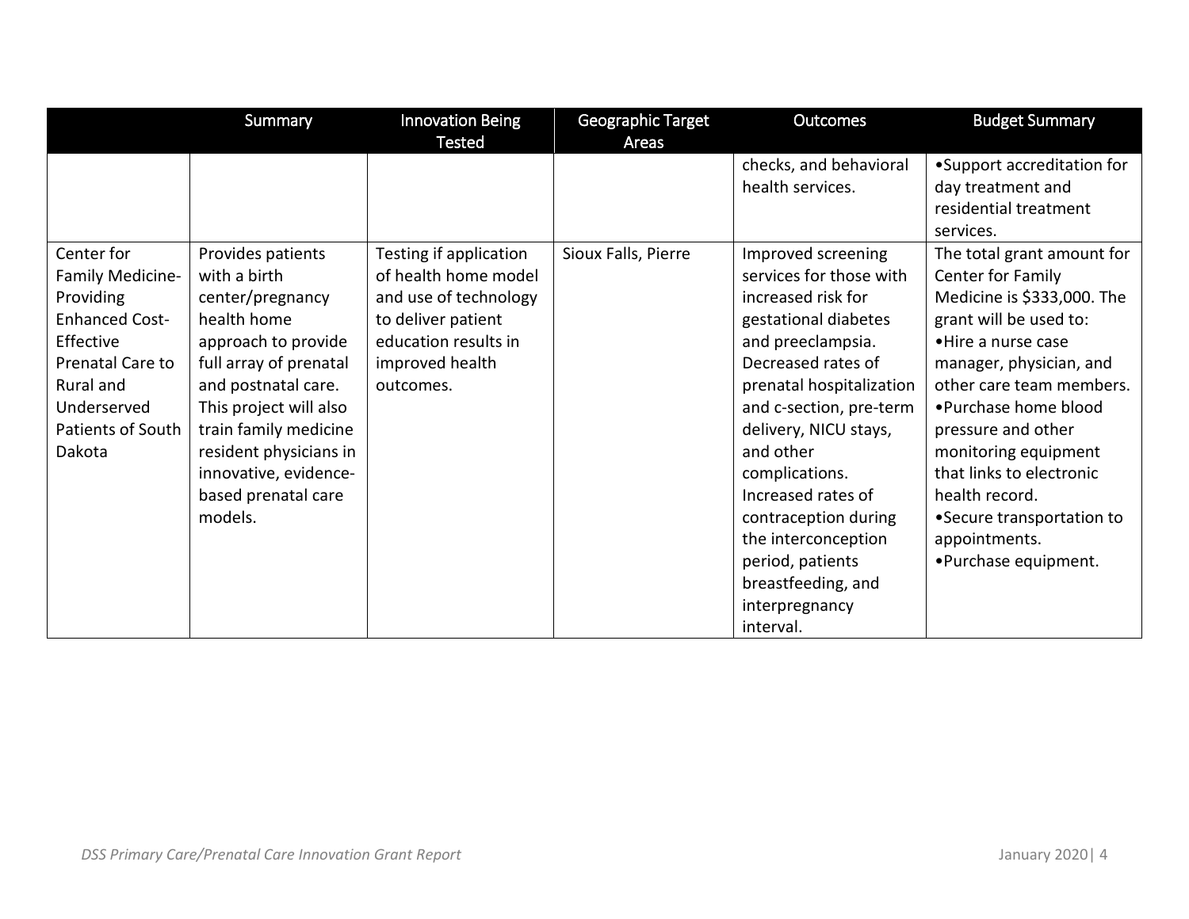| | Summary | Innovation Being Tested | Geographic Target Areas | Outcomes | Budget Summary |
|---|---|---|---|---|---|
| | | | | checks, and behavioral health services. | •Support accreditation for day treatment and residential treatment services. |
| Center for Family Medicine-Providing Enhanced Cost-Effective Prenatal Care to Rural and Underserved Patients of South Dakota | Provides patients with a birth center/pregnancy health home approach to provide full array of prenatal and postnatal care. This project will also train family medicine resident physicians in innovative, evidence-based prenatal care models. | Testing if application of health home model and use of technology to deliver patient education results in improved health outcomes. | Sioux Falls, Pierre | Improved screening services for those with increased risk for gestational diabetes and preeclampsia. Decreased rates of prenatal hospitalization and c-section, pre-term delivery, NICU stays, and other complications. Increased rates of contraception during the interconception period, patients breastfeeding, and interpregnancy interval. | The total grant amount for Center for Family Medicine is $333,000. The grant will be used to: •Hire a nurse case manager, physician, and other care team members. •Purchase home blood pressure and other monitoring equipment that links to electronic health record. •Secure transportation to appointments. •Purchase equipment. |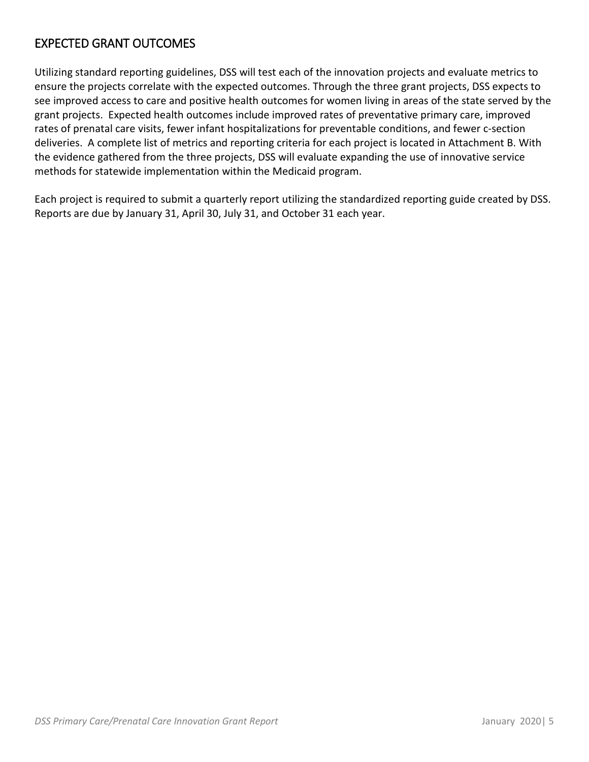## EXPECTED GRANT OUTCOMES

Utilizing standard reporting guidelines, DSS will test each of the innovation projects and evaluate metrics to ensure the projects correlate with the expected outcomes. Through the three grant projects, DSS expects to see improved access to care and positive health outcomes for women living in areas of the state served by the grant projects. Expected health outcomes include improved rates of preventative primary care, improved rates of prenatal care visits, fewer infant hospitalizations for preventable conditions, and fewer c-section deliveries. A complete list of metrics and reporting criteria for each project is located in Attachment B. With the evidence gathered from the three projects, DSS will evaluate expanding the use of innovative service methods for statewide implementation within the Medicaid program.

Each project is required to submit a quarterly report utilizing the standardized reporting guide created by DSS. Reports are due by January 31, April 30, July 31, and October 31 each year.